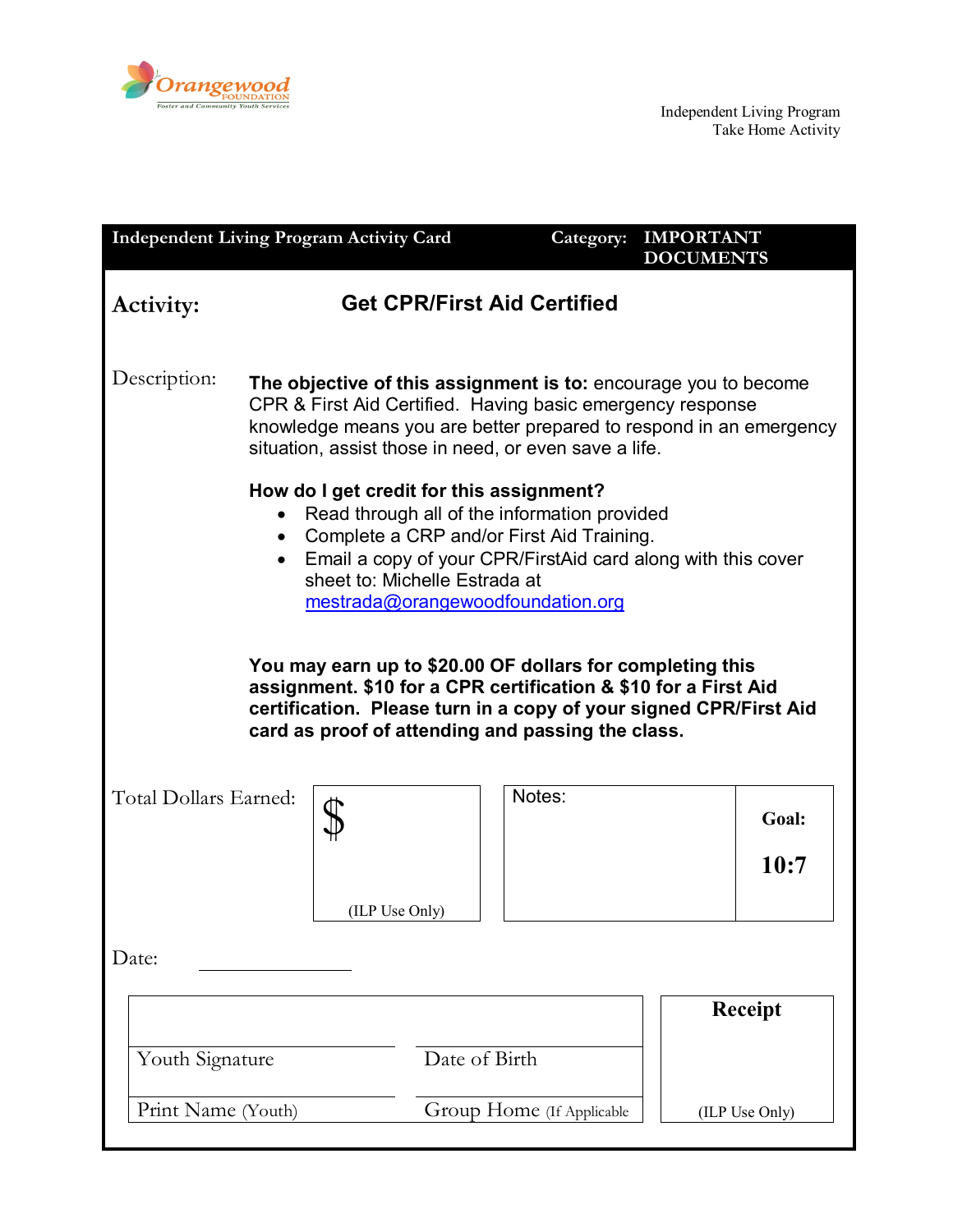Orangewood FOUNDATION
Foster and Community Youth Services

Independent Living Program
Take Home Activity

| Independent Living Program Activity Card | Category: IMPORTANT DOCUMENTS |
|---|---|

**Activity:** **Get CPR/First Aid Certified**

Description:

**The objective of this assignment is to:** encourage you to become CPR & First Aid Certified. Having basic emergency response knowledge means you are better prepared to respond in an emergency situation, assist those in need, or even save a life.

**How do I get credit for this assignment?**

- Read through all of the information provided
- Complete a CRP and/or First Aid Training.
- Email a copy of your CPR/FirstAid card along with this cover sheet to: Michelle Estrada at mestrada@orangewoodfoundation.org

**You may earn up to $20.00 OF dollars for completing this assignment. $10 for a CPR certification & $10 for a First Aid certification. Please turn in a copy of your signed CPR/First Aid card as proof of attending and passing the class.**

| Total Dollars Earned: | $ (ILP Use Only) | Notes: | Goal: 10:7 |
|---|---|---|---|

Date: ______________

| | | Receipt |
|---|---|---|
| Youth Signature | Date of Birth | |
| Print Name (Youth) | Group Home (If Applicable | (ILP Use Only) |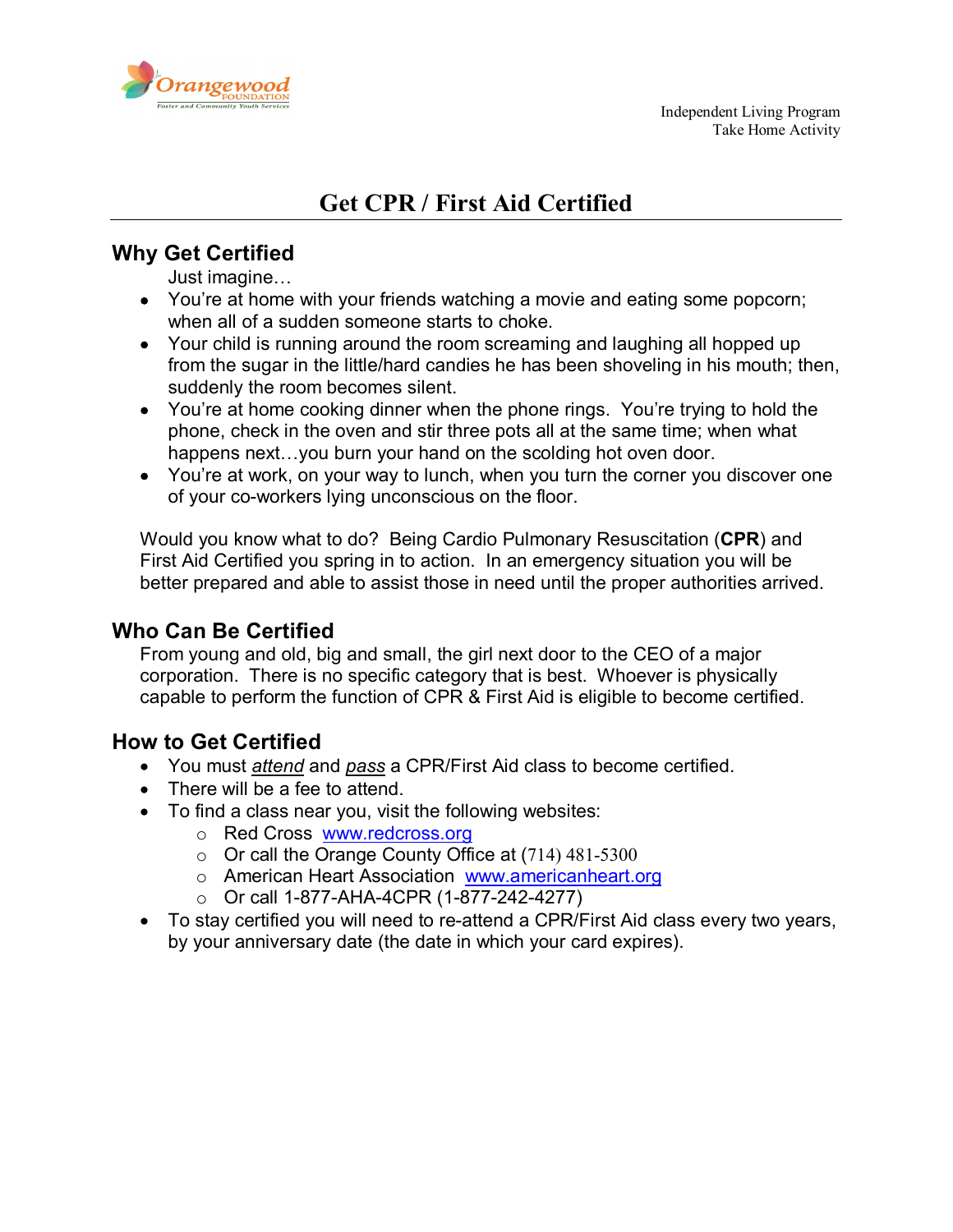Independent Living Program
Take Home Activity

# Get CPR / First Aid Certified

## Why Get Certified

Just imagine…

- You're at home with your friends watching a movie and eating some popcorn; when all of a sudden someone starts to choke.
- Your child is running around the room screaming and laughing all hopped up from the sugar in the little/hard candies he has been shoveling in his mouth; then, suddenly the room becomes silent.
- You're at home cooking dinner when the phone rings. You're trying to hold the phone, check in the oven and stir three pots all at the same time; when what happens next…you burn your hand on the scolding hot oven door.
- You're at work, on your way to lunch, when you turn the corner you discover one of your co-workers lying unconscious on the floor.

Would you know what to do? Being Cardio Pulmonary Resuscitation (**CPR**) and First Aid Certified you spring in to action. In an emergency situation you will be better prepared and able to assist those in need until the proper authorities arrived.

## Who Can Be Certified

From young and old, big and small, the girl next door to the CEO of a major corporation. There is no specific category that is best. Whoever is physically capable to perform the function of CPR & First Aid is eligible to become certified.

## How to Get Certified

- You must *attend* and *pass* a CPR/First Aid class to become certified.
- There will be a fee to attend.
- To find a class near you, visit the following websites:
    - Red Cross www.redcross.org
    - Or call the Orange County Office at (714) 481-5300
    - American Heart Association www.americanheart.org
    - Or call 1-877-AHA-4CPR (1-877-242-4277)
- To stay certified you will need to re-attend a CPR/First Aid class every two years, by your anniversary date (the date in which your card expires).